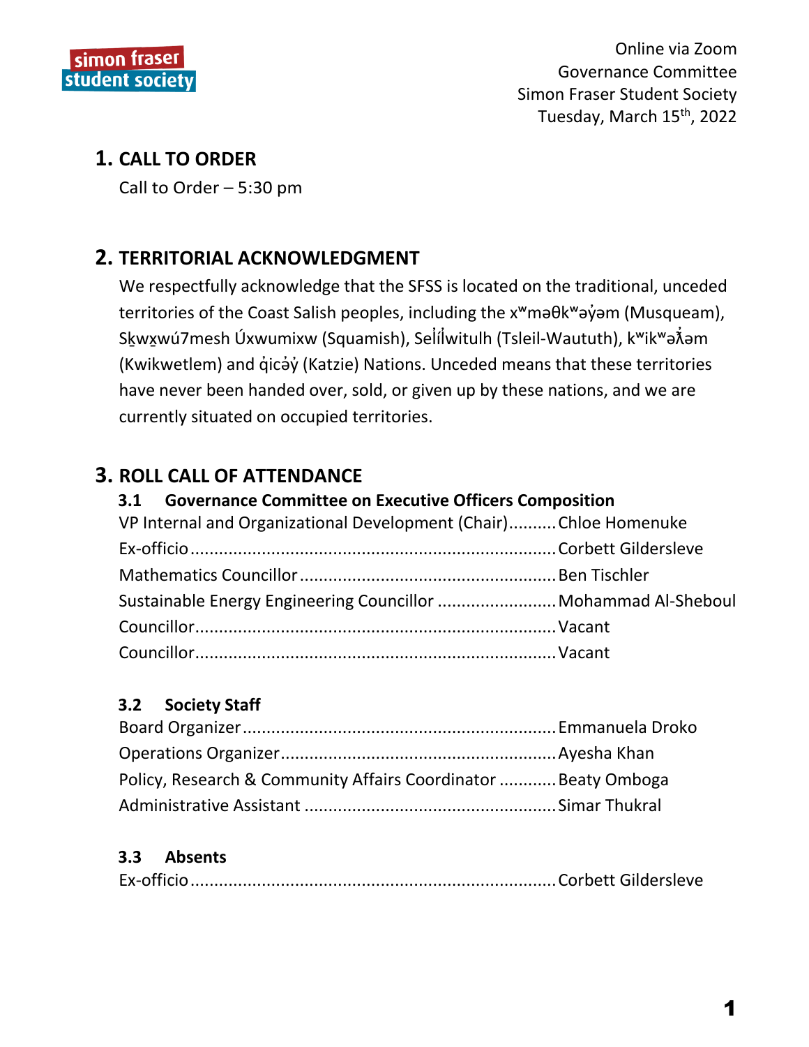Online via Zoom
Governance Committee
Simon Fraser Student Society
Tuesday, March 15th, 2022

## 1. CALL TO ORDER

Call to Order – 5:30 pm

## 2. TERRITORIAL ACKNOWLEDGMENT

We respectfully acknowledge that the SFSS is located on the traditional, unceded territories of the Coast Salish peoples, including the xʷməθkʷəy̓əm (Musqueam), Sḵwx̱wú7mesh Úxwumixw (Squamish), Sel̓íl̓witulh (Tsleil-Waututh), kʷikʷəƛ̓əm (Kwikwetlem) and q̓icə̓y̓ (Katzie) Nations. Unceded means that these territories have never been handed over, sold, or given up by these nations, and we are currently situated on occupied territories.

## 3. ROLL CALL OF ATTENDANCE

### 3.1 Governance Committee on Executive Officers Composition

VP Internal and Organizational Development (Chair).......... Chloe Homenuke
Ex-officio.......... Corbett Gildersleve
Mathematics Councillor.......... Ben Tischler
Sustainable Energy Engineering Councillor.......... Mohammad Al-Sheboul
Councillor.......... Vacant
Councillor.......... Vacant

### 3.2 Society Staff

Board Organizer.......... Emmanuela Droko
Operations Organizer.......... Ayesha Khan
Policy, Research & Community Affairs Coordinator.......... Beaty Omboga
Administrative Assistant.......... Simar Thukral

### 3.3 Absents

Ex-officio.......... Corbett Gildersleve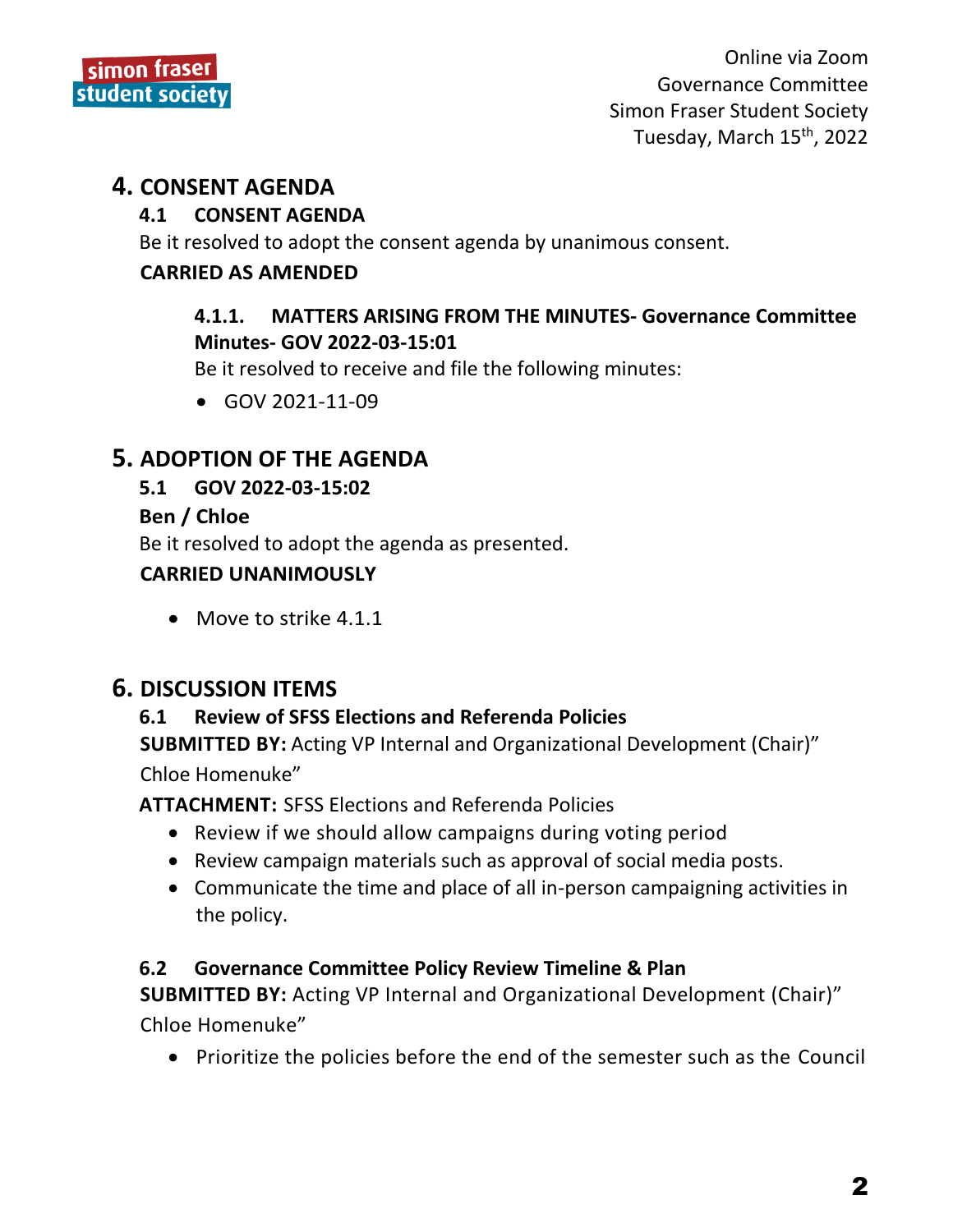# 4. CONSENT AGENDA

## 4.1 CONSENT AGENDA

Be it resolved to adopt the consent agenda by unanimous consent.

**CARRIED AS AMENDED**

### 4.1.1. MATTERS ARISING FROM THE MINUTES- Governance Committee Minutes- GOV 2022-03-15:01

Be it resolved to receive and file the following minutes:

- GOV 2021-11-09

# 5. ADOPTION OF THE AGENDA

## 5.1 GOV 2022-03-15:02

**Ben / Chloe**

Be it resolved to adopt the agenda as presented.

**CARRIED UNANIMOUSLY**

- Move to strike 4.1.1

# 6. DISCUSSION ITEMS

## 6.1 Review of SFSS Elections and Referenda Policies

**SUBMITTED BY:** Acting VP Internal and Organizational Development (Chair)" Chloe Homenuke"

**ATTACHMENT:** SFSS Elections and Referenda Policies

- Review if we should allow campaigns during voting period
- Review campaign materials such as approval of social media posts.
- Communicate the time and place of all in-person campaigning activities in the policy.

## 6.2 Governance Committee Policy Review Timeline & Plan

**SUBMITTED BY:** Acting VP Internal and Organizational Development (Chair)" Chloe Homenuke"

- Prioritize the policies before the end of the semester such as the Council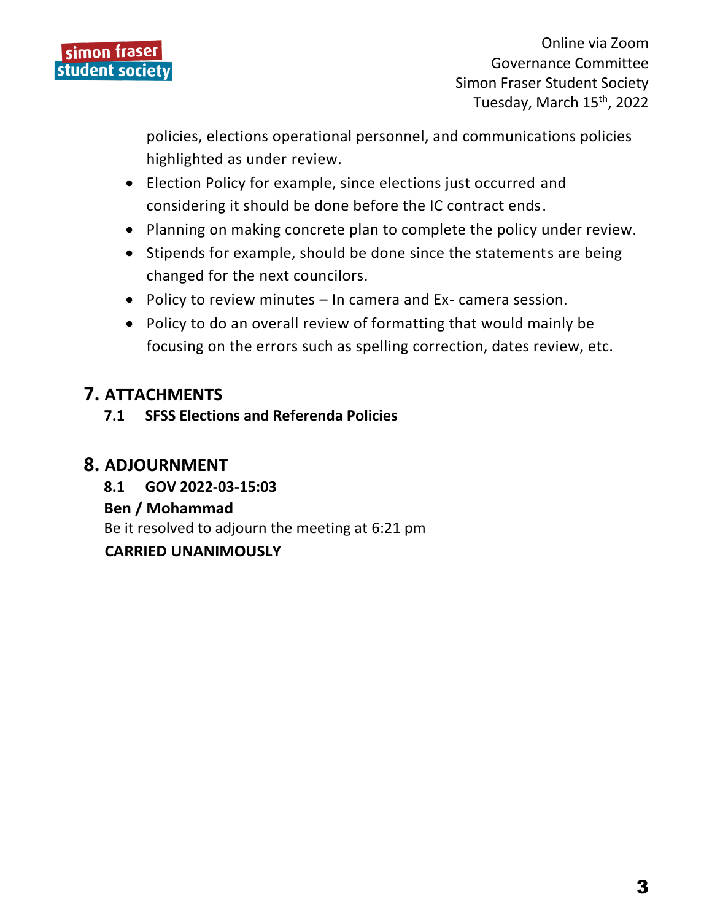policies, elections operational personnel, and communications policies highlighted as under review.

- Election Policy for example, since elections just occurred and considering it should be done before the IC contract ends.
- Planning on making concrete plan to complete the policy under review.
- Stipends for example, should be done since the statements are being changed for the next councilors.
- Policy to review minutes – In camera and Ex- camera session.
- Policy to do an overall review of formatting that would mainly be focusing on the errors such as spelling correction, dates review, etc.

# 7. ATTACHMENTS

**7.1 SFSS Elections and Referenda Policies**

# 8. ADJOURNMENT

**8.1 GOV 2022-03-15:03**

**Ben / Mohammad**

Be it resolved to adjourn the meeting at 6:21 pm

**CARRIED UNANIMOUSLY**